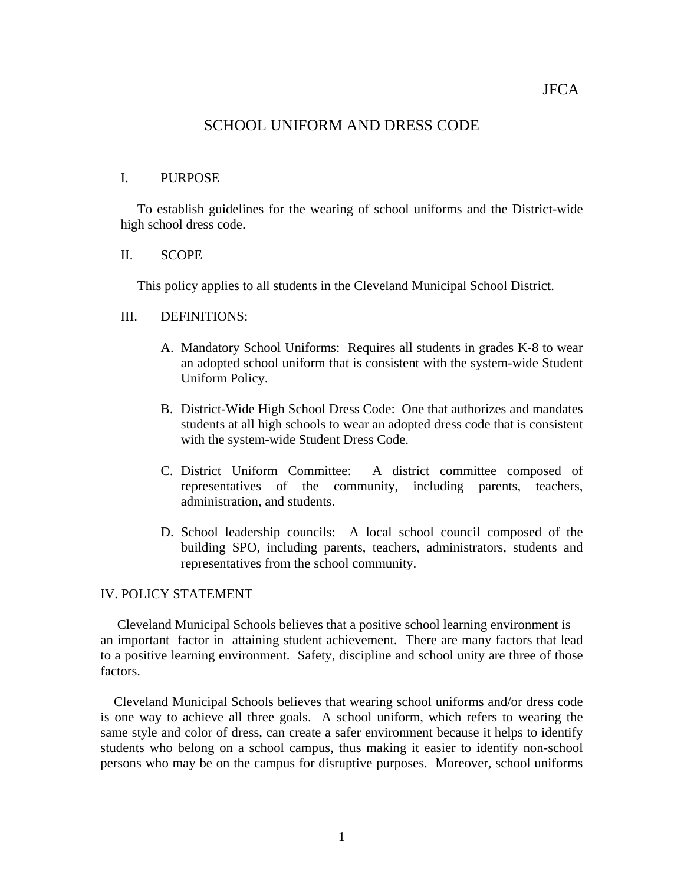JFCA

# SCHOOL UNIFORM AND DRESS CODE

## I. PURPOSE

To establish guidelines for the wearing of school uniforms and the District-wide high school dress code.

## II. SCOPE

This policy applies to all students in the Cleveland Municipal School District.

## III. DEFINITIONS:

A. Mandatory School Uniforms: Requires all students in grades K-8 to wear an adopted school uniform that is consistent with the system-wide Student Uniform Policy.

B. District-Wide High School Dress Code: One that authorizes and mandates students at all high schools to wear an adopted dress code that is consistent with the system-wide Student Dress Code.

C. District Uniform Committee: A district committee composed of representatives of the community, including parents, teachers, administration, and students.

D. School leadership councils: A local school council composed of the building SPO, including parents, teachers, administrators, students and representatives from the school community.

## IV. POLICY STATEMENT

Cleveland Municipal Schools believes that a positive school learning environment is an important factor in attaining student achievement. There are many factors that lead to a positive learning environment. Safety, discipline and school unity are three of those factors.

Cleveland Municipal Schools believes that wearing school uniforms and/or dress code is one way to achieve all three goals. A school uniform, which refers to wearing the same style and color of dress, can create a safer environment because it helps to identify students who belong on a school campus, thus making it easier to identify non-school persons who may be on the campus for disruptive purposes. Moreover, school uniforms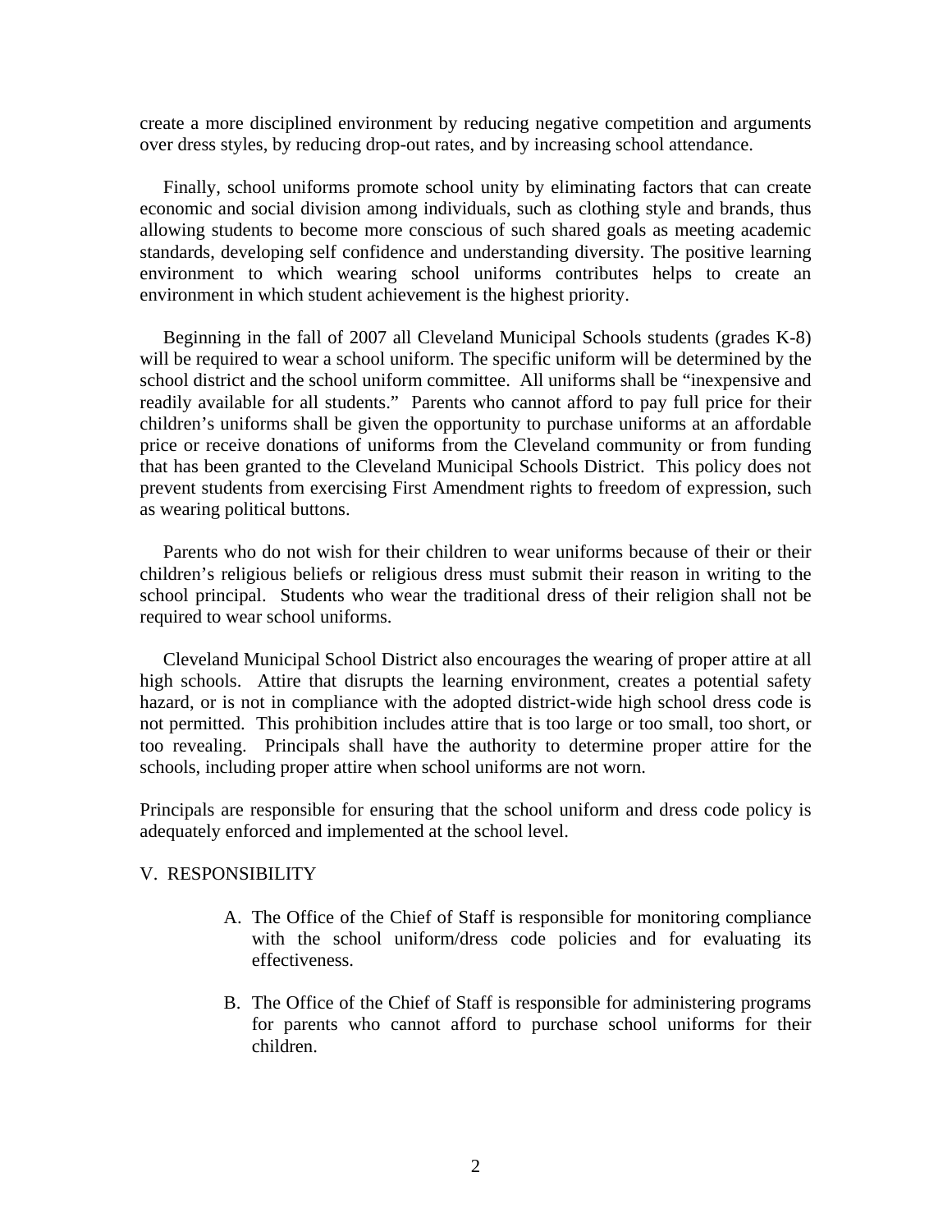create a more disciplined environment by reducing negative competition and arguments over dress styles, by reducing drop-out rates, and by increasing school attendance.

Finally, school uniforms promote school unity by eliminating factors that can create economic and social division among individuals, such as clothing style and brands, thus allowing students to become more conscious of such shared goals as meeting academic standards, developing self confidence and understanding diversity. The positive learning environment to which wearing school uniforms contributes helps to create an environment in which student achievement is the highest priority.

Beginning in the fall of 2007 all Cleveland Municipal Schools students (grades K-8) will be required to wear a school uniform. The specific uniform will be determined by the school district and the school uniform committee. All uniforms shall be "inexpensive and readily available for all students." Parents who cannot afford to pay full price for their children's uniforms shall be given the opportunity to purchase uniforms at an affordable price or receive donations of uniforms from the Cleveland community or from funding that has been granted to the Cleveland Municipal Schools District. This policy does not prevent students from exercising First Amendment rights to freedom of expression, such as wearing political buttons.

Parents who do not wish for their children to wear uniforms because of their or their children's religious beliefs or religious dress must submit their reason in writing to the school principal. Students who wear the traditional dress of their religion shall not be required to wear school uniforms.

Cleveland Municipal School District also encourages the wearing of proper attire at all high schools. Attire that disrupts the learning environment, creates a potential safety hazard, or is not in compliance with the adopted district-wide high school dress code is not permitted. This prohibition includes attire that is too large or too small, too short, or too revealing. Principals shall have the authority to determine proper attire for the schools, including proper attire when school uniforms are not worn.

Principals are responsible for ensuring that the school uniform and dress code policy is adequately enforced and implemented at the school level.

V. RESPONSIBILITY

A. The Office of the Chief of Staff is responsible for monitoring compliance with the school uniform/dress code policies and for evaluating its effectiveness.

B. The Office of the Chief of Staff is responsible for administering programs for parents who cannot afford to purchase school uniforms for their children.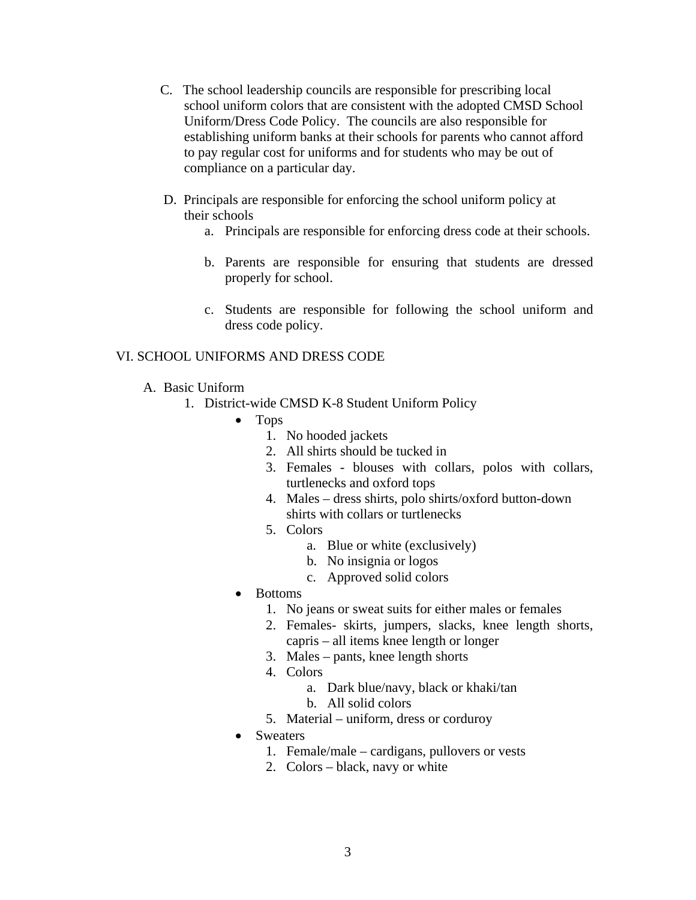C. The school leadership councils are responsible for prescribing local school uniform colors that are consistent with the adopted CMSD School Uniform/Dress Code Policy. The councils are also responsible for establishing uniform banks at their schools for parents who cannot afford to pay regular cost for uniforms and for students who may be out of compliance on a particular day.

D. Principals are responsible for enforcing the school uniform policy at their schools

   a. Principals are responsible for enforcing dress code at their schools.

   b. Parents are responsible for ensuring that students are dressed properly for school.

   c. Students are responsible for following the school uniform and dress code policy.

## VI. SCHOOL UNIFORMS AND DRESS CODE

A. Basic Uniform

   1. District-wide CMSD K-8 Student Uniform Policy
      - Tops
        1. No hooded jackets
        2. All shirts should be tucked in
        3. Females - blouses with collars, polos with collars, turtlenecks and oxford tops
        4. Males – dress shirts, polo shirts/oxford button-down shirts with collars or turtlenecks
        5. Colors
           a. Blue or white (exclusively)
           b. No insignia or logos
           c. Approved solid colors
      - Bottoms
        1. No jeans or sweat suits for either males or females
        2. Females- skirts, jumpers, slacks, knee length shorts, capris – all items knee length or longer
        3. Males – pants, knee length shorts
        4. Colors
           a. Dark blue/navy, black or khaki/tan
           b. All solid colors
        5. Material – uniform, dress or corduroy
      - Sweaters
        1. Female/male – cardigans, pullovers or vests
        2. Colors – black, navy or white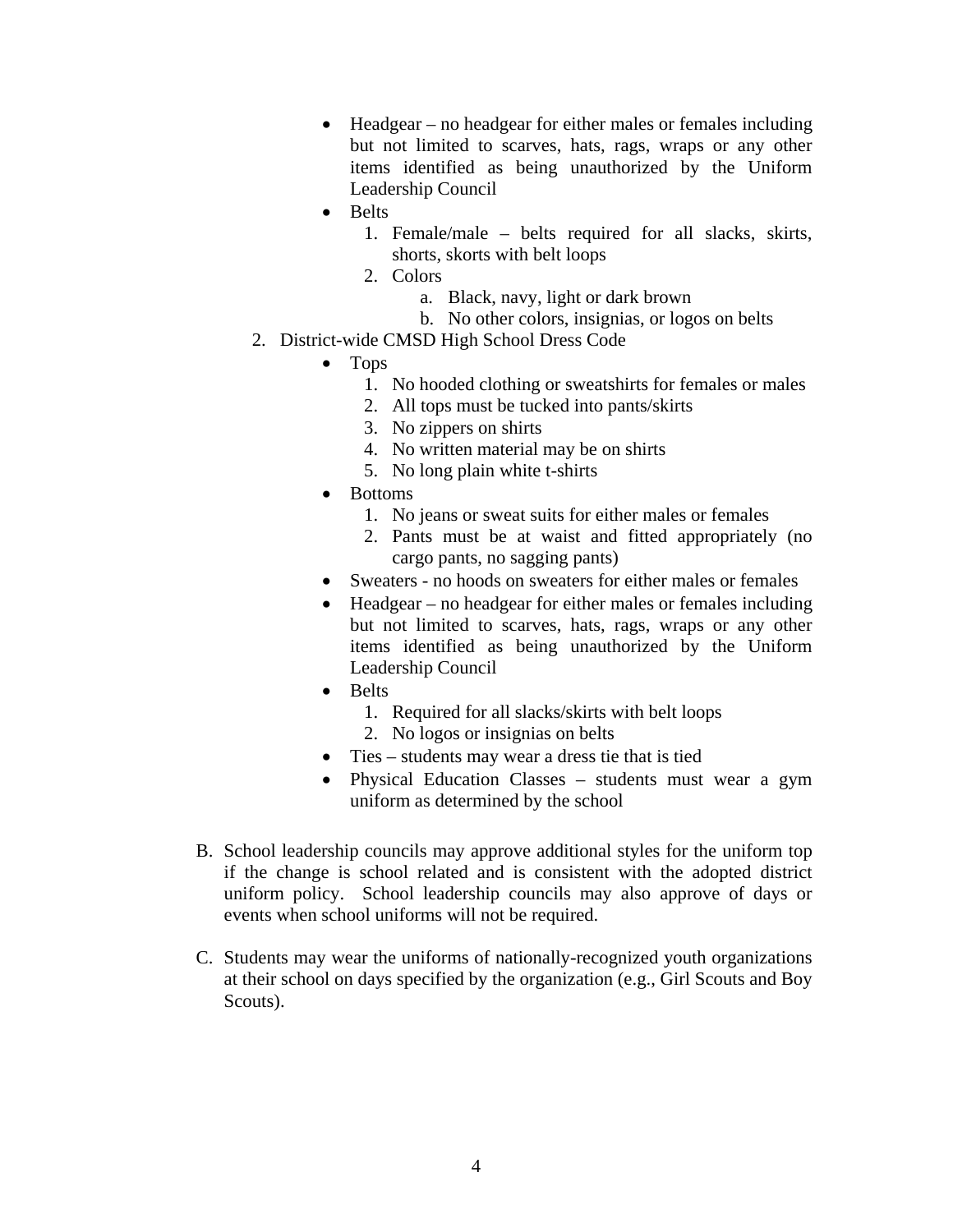- Headgear – no headgear for either males or females including but not limited to scarves, hats, rags, wraps or any other items identified as being unauthorized by the Uniform Leadership Council
- Belts
    1. Female/male – belts required for all slacks, skirts, shorts, skorts with belt loops
    2. Colors
        a. Black, navy, light or dark brown
        b. No other colors, insignias, or logos on belts

2. District-wide CMSD High School Dress Code
    - Tops
        1. No hooded clothing or sweatshirts for females or males
        2. All tops must be tucked into pants/skirts
        3. No zippers on shirts
        4. No written material may be on shirts
        5. No long plain white t-shirts
    - Bottoms
        1. No jeans or sweat suits for either males or females
        2. Pants must be at waist and fitted appropriately (no cargo pants, no sagging pants)
    - Sweaters - no hoods on sweaters for either males or females
    - Headgear – no headgear for either males or females including but not limited to scarves, hats, rags, wraps or any other items identified as being unauthorized by the Uniform Leadership Council
    - Belts
        1. Required for all slacks/skirts with belt loops
        2. No logos or insignias on belts
    - Ties – students may wear a dress tie that is tied
    - Physical Education Classes – students must wear a gym uniform as determined by the school

B. School leadership councils may approve additional styles for the uniform top if the change is school related and is consistent with the adopted district uniform policy. School leadership councils may also approve of days or events when school uniforms will not be required.

C. Students may wear the uniforms of nationally-recognized youth organizations at their school on days specified by the organization (e.g., Girl Scouts and Boy Scouts).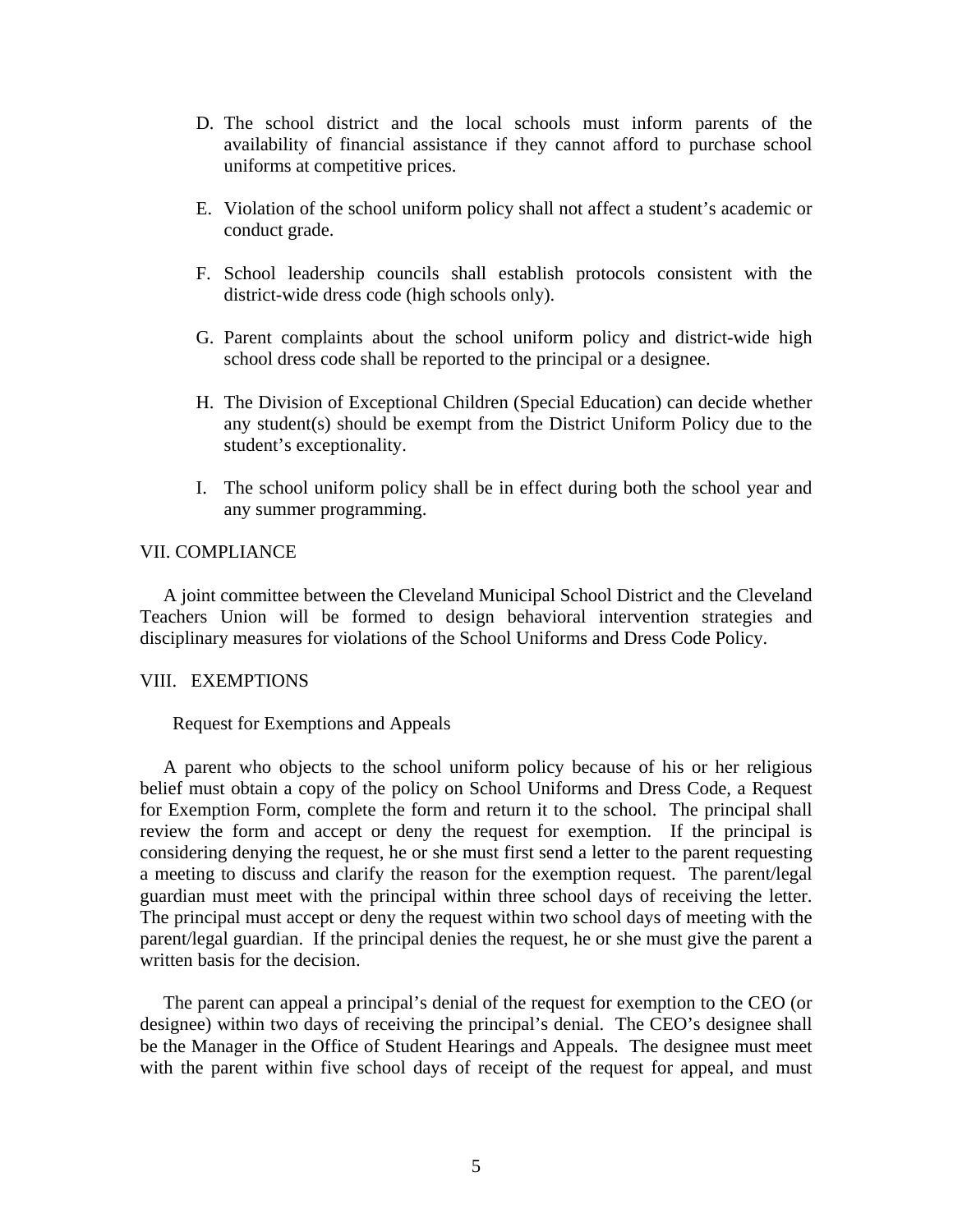D. The school district and the local schools must inform parents of the availability of financial assistance if they cannot afford to purchase school uniforms at competitive prices.

E. Violation of the school uniform policy shall not affect a student's academic or conduct grade.

F. School leadership councils shall establish protocols consistent with the district-wide dress code (high schools only).

G. Parent complaints about the school uniform policy and district-wide high school dress code shall be reported to the principal or a designee.

H. The Division of Exceptional Children (Special Education) can decide whether any student(s) should be exempt from the District Uniform Policy due to the student's exceptionality.

I. The school uniform policy shall be in effect during both the school year and any summer programming.

## VII. COMPLIANCE

A joint committee between the Cleveland Municipal School District and the Cleveland Teachers Union will be formed to design behavioral intervention strategies and disciplinary measures for violations of the School Uniforms and Dress Code Policy.

## VIII. EXEMPTIONS

### Request for Exemptions and Appeals

A parent who objects to the school uniform policy because of his or her religious belief must obtain a copy of the policy on School Uniforms and Dress Code, a Request for Exemption Form, complete the form and return it to the school. The principal shall review the form and accept or deny the request for exemption. If the principal is considering denying the request, he or she must first send a letter to the parent requesting a meeting to discuss and clarify the reason for the exemption request. The parent/legal guardian must meet with the principal within three school days of receiving the letter. The principal must accept or deny the request within two school days of meeting with the parent/legal guardian. If the principal denies the request, he or she must give the parent a written basis for the decision.

The parent can appeal a principal's denial of the request for exemption to the CEO (or designee) within two days of receiving the principal's denial. The CEO's designee shall be the Manager in the Office of Student Hearings and Appeals. The designee must meet with the parent within five school days of receipt of the request for appeal, and must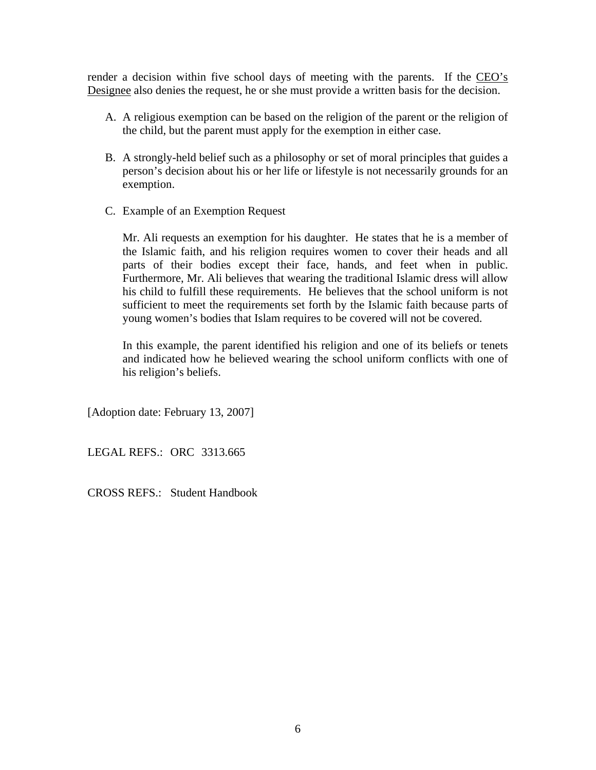render a decision within five school days of meeting with the parents. If the CEO's Designee also denies the request, he or she must provide a written basis for the decision.

A. A religious exemption can be based on the religion of the parent or the religion of the child, but the parent must apply for the exemption in either case.

B. A strongly-held belief such as a philosophy or set of moral principles that guides a person's decision about his or her life or lifestyle is not necessarily grounds for an exemption.

C. Example of an Exemption Request

   Mr. Ali requests an exemption for his daughter. He states that he is a member of the Islamic faith, and his religion requires women to cover their heads and all parts of their bodies except their face, hands, and feet when in public. Furthermore, Mr. Ali believes that wearing the traditional Islamic dress will allow his child to fulfill these requirements. He believes that the school uniform is not sufficient to meet the requirements set forth by the Islamic faith because parts of young women's bodies that Islam requires to be covered will not be covered.

   In this example, the parent identified his religion and one of its beliefs or tenets and indicated how he believed wearing the school uniform conflicts with one of his religion's beliefs.

[Adoption date: February 13, 2007]

LEGAL REFS.: ORC 3313.665

CROSS REFS.: Student Handbook